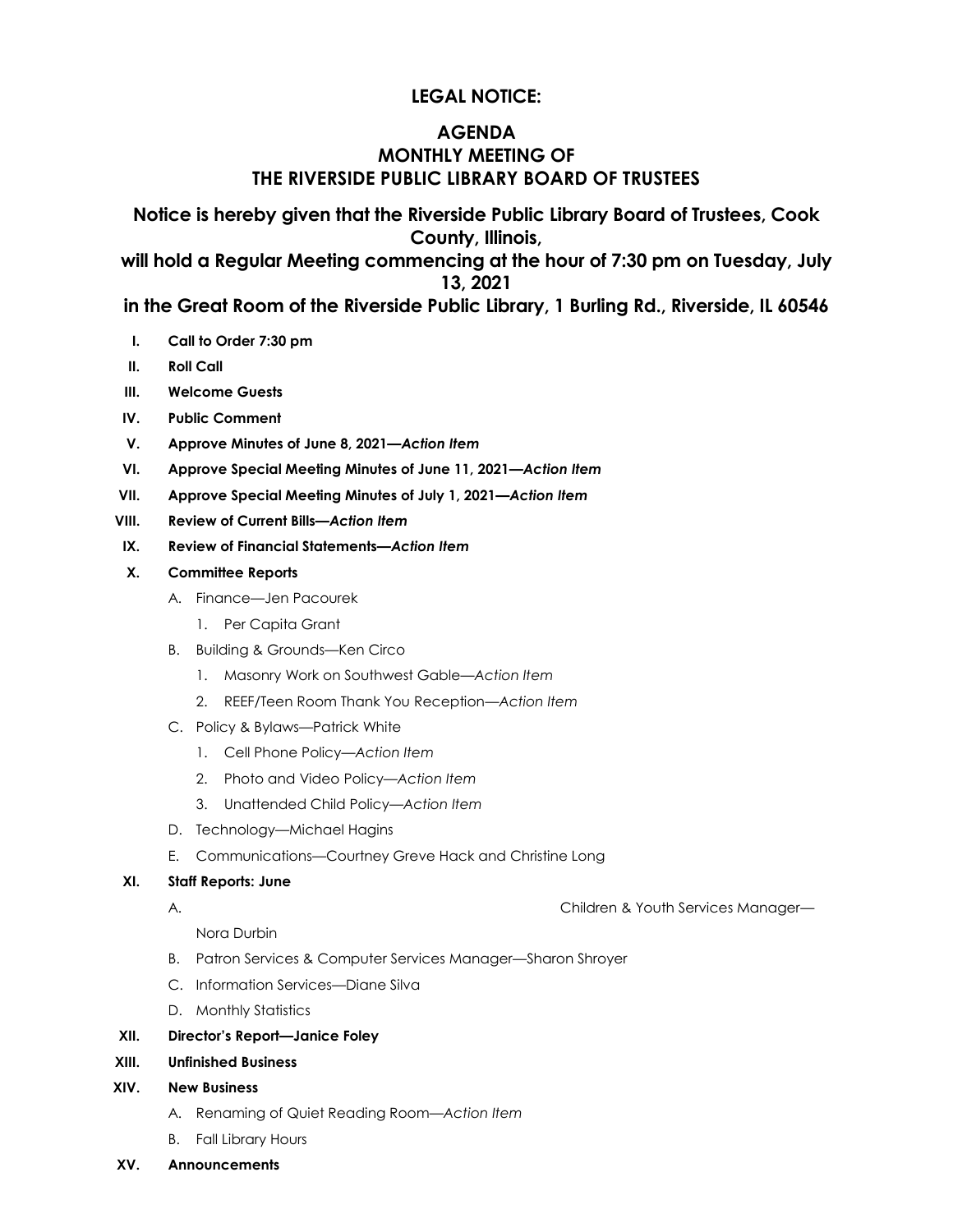**LEGAL NOTICE:**

# AGENDA
# MONTHLY MEETING OF
# THE RIVERSIDE PUBLIC LIBRARY BOARD OF TRUSTEES

**Notice is hereby given that the Riverside Public Library Board of Trustees, Cook County, Illinois,**

**will hold a Regular Meeting commencing at the hour of 7:30 pm on Tuesday, July 13, 2021**

**in the Great Room of the Riverside Public Library, 1 Burling Rd., Riverside, IL 60546**

I. **Call to Order 7:30 pm**

II. **Roll Call**

III. **Welcome Guests**

IV. **Public Comment**

V. **Approve Minutes of June 8, 2021—*Action Item***

VI. **Approve Special Meeting Minutes of June 11, 2021—*Action Item***

VII. **Approve Special Meeting Minutes of July 1, 2021—*Action Item***

VIII. **Review of Current Bills—*Action Item***

IX. **Review of Financial Statements—*Action Item***

X. **Committee Reports**
   - A. Finance—Jen Pacourek
     1. Per Capita Grant
   - B. Building & Grounds—Ken Circo
     1. Masonry Work on Southwest Gable—*Action Item*
     2. REEF/Teen Room Thank You Reception—*Action Item*
   - C. Policy & Bylaws—Patrick White
     1. Cell Phone Policy—*Action Item*
     2. Photo and Video Policy—*Action Item*
     3. Unattended Child Policy—*Action Item*
   - D. Technology—Michael Hagins
   - E. Communications—Courtney Greve Hack and Christine Long

XI. **Staff Reports: June**
   - A. Children & Youth Services Manager—Nora Durbin
   - B. Patron Services & Computer Services Manager—Sharon Shroyer
   - C. Information Services—Diane Silva
   - D. Monthly Statistics

XII. **Director's Report—Janice Foley**

XIII. **Unfinished Business**

XIV. **New Business**
   - A. Renaming of Quiet Reading Room—*Action Item*
   - B. Fall Library Hours

XV. **Announcements**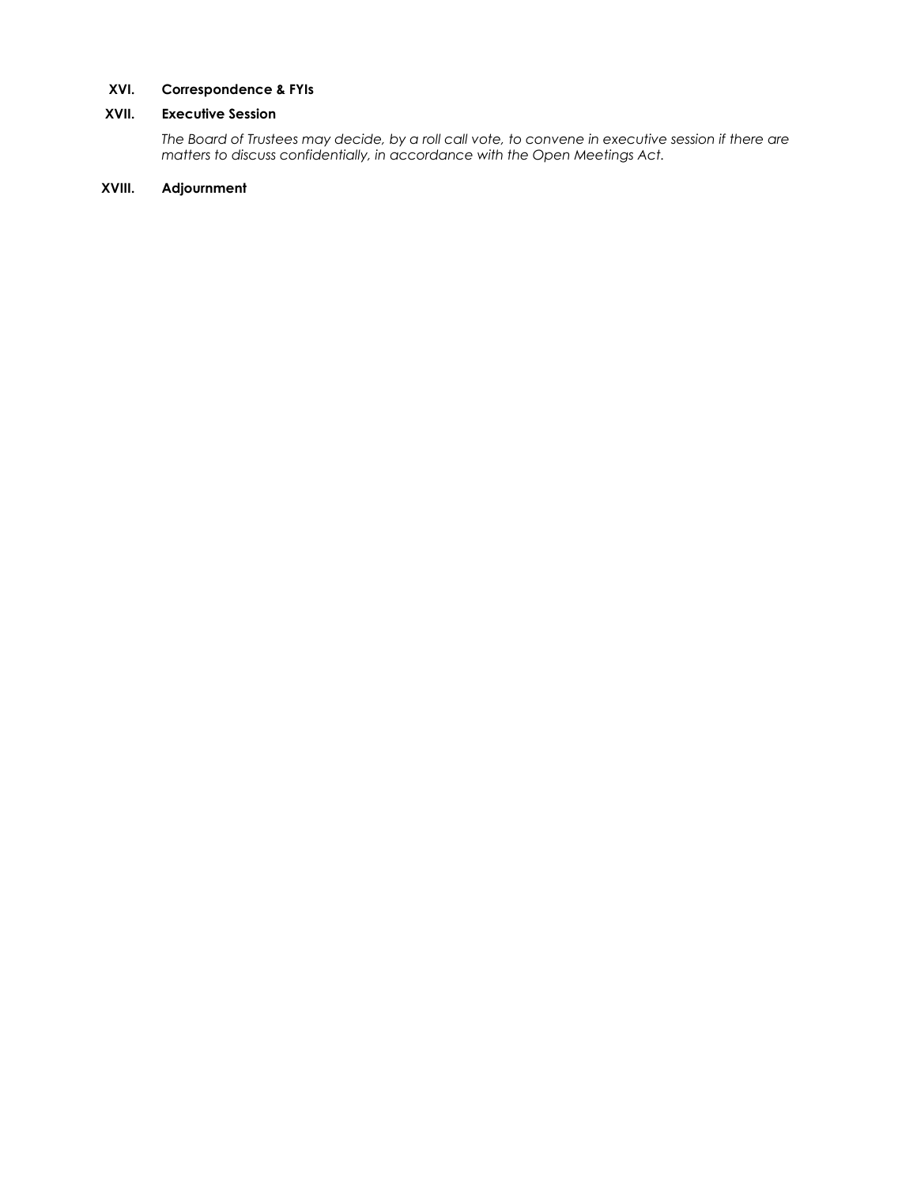## XVI. Correspondence & FYIs

## XVII. Executive Session

*The Board of Trustees may decide, by a roll call vote, to convene in executive session if there are matters to discuss confidentially, in accordance with the Open Meetings Act.*

## XVIII. Adjournment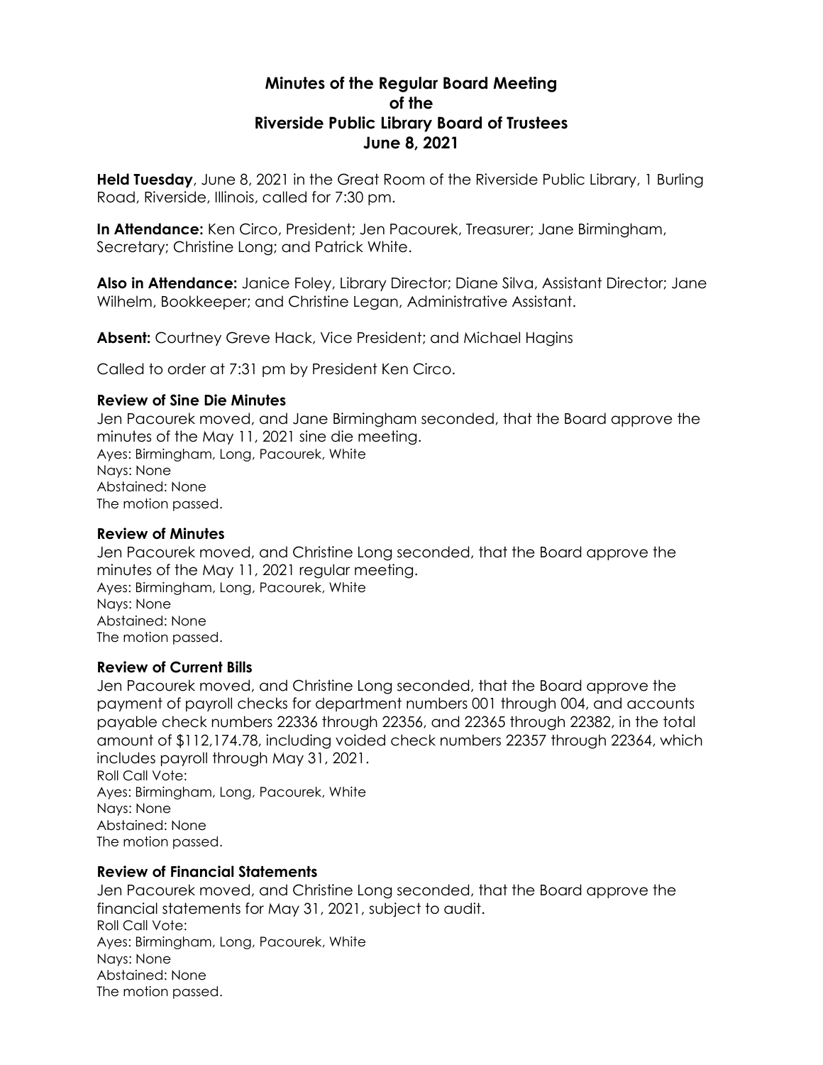**Minutes of the Regular Board Meeting of the Riverside Public Library Board of Trustees June 8, 2021**

**Held Tuesday**, June 8, 2021 in the Great Room of the Riverside Public Library, 1 Burling Road, Riverside, Illinois, called for 7:30 pm.

**In Attendance:** Ken Circo, President; Jen Pacourek, Treasurer; Jane Birmingham, Secretary; Christine Long; and Patrick White.

**Also in Attendance:** Janice Foley, Library Director; Diane Silva, Assistant Director; Jane Wilhelm, Bookkeeper; and Christine Legan, Administrative Assistant.

**Absent:** Courtney Greve Hack, Vice President; and Michael Hagins

Called to order at 7:31 pm by President Ken Circo.

**Review of Sine Die Minutes**

Jen Pacourek moved, and Jane Birmingham seconded, that the Board approve the minutes of the May 11, 2021 sine die meeting.
Ayes: Birmingham, Long, Pacourek, White
Nays: None
Abstained: None
The motion passed.

**Review of Minutes**

Jen Pacourek moved, and Christine Long seconded, that the Board approve the minutes of the May 11, 2021 regular meeting.
Ayes: Birmingham, Long, Pacourek, White
Nays: None
Abstained: None
The motion passed.

**Review of Current Bills**

Jen Pacourek moved, and Christine Long seconded, that the Board approve the payment of payroll checks for department numbers 001 through 004, and accounts payable check numbers 22336 through 22356, and 22365 through 22382, in the total amount of $112,174.78, including voided check numbers 22357 through 22364, which includes payroll through May 31, 2021.
Roll Call Vote:
Ayes: Birmingham, Long, Pacourek, White
Nays: None
Abstained: None
The motion passed.

**Review of Financial Statements**

Jen Pacourek moved, and Christine Long seconded, that the Board approve the financial statements for May 31, 2021, subject to audit.
Roll Call Vote:
Ayes: Birmingham, Long, Pacourek, White
Nays: None
Abstained: None
The motion passed.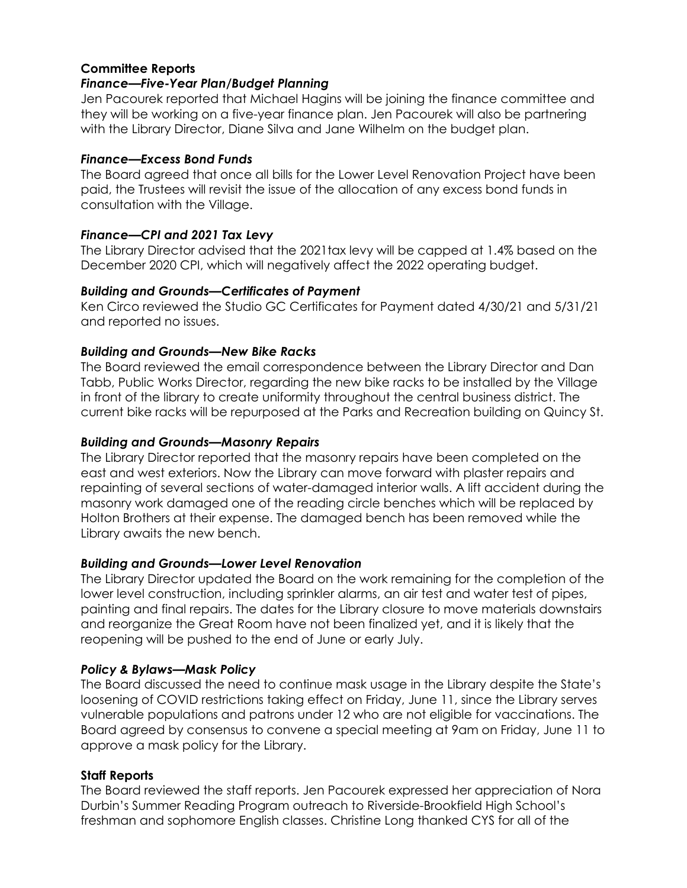## Committee Reports

### *Finance—Five-Year Plan/Budget Planning*

Jen Pacourek reported that Michael Hagins will be joining the finance committee and they will be working on a five-year finance plan. Jen Pacourek will also be partnering with the Library Director, Diane Silva and Jane Wilhelm on the budget plan.

### *Finance—Excess Bond Funds*

The Board agreed that once all bills for the Lower Level Renovation Project have been paid, the Trustees will revisit the issue of the allocation of any excess bond funds in consultation with the Village.

### *Finance—CPI and 2021 Tax Levy*

The Library Director advised that the 2021tax levy will be capped at 1.4% based on the December 2020 CPI, which will negatively affect the 2022 operating budget.

### *Building and Grounds—Certificates of Payment*

Ken Circo reviewed the Studio GC Certificates for Payment dated 4/30/21 and 5/31/21 and reported no issues.

### *Building and Grounds—New Bike Racks*

The Board reviewed the email correspondence between the Library Director and Dan Tabb, Public Works Director, regarding the new bike racks to be installed by the Village in front of the library to create uniformity throughout the central business district. The current bike racks will be repurposed at the Parks and Recreation building on Quincy St.

### *Building and Grounds—Masonry Repairs*

The Library Director reported that the masonry repairs have been completed on the east and west exteriors. Now the Library can move forward with plaster repairs and repainting of several sections of water-damaged interior walls. A lift accident during the masonry work damaged one of the reading circle benches which will be replaced by Holton Brothers at their expense. The damaged bench has been removed while the Library awaits the new bench.

### *Building and Grounds—Lower Level Renovation*

The Library Director updated the Board on the work remaining for the completion of the lower level construction, including sprinkler alarms, an air test and water test of pipes, painting and final repairs. The dates for the Library closure to move materials downstairs and reorganize the Great Room have not been finalized yet, and it is likely that the reopening will be pushed to the end of June or early July.

### *Policy & Bylaws—Mask Policy*

The Board discussed the need to continue mask usage in the Library despite the State's loosening of COVID restrictions taking effect on Friday, June 11, since the Library serves vulnerable populations and patrons under 12 who are not eligible for vaccinations. The Board agreed by consensus to convene a special meeting at 9am on Friday, June 11 to approve a mask policy for the Library.

## Staff Reports

The Board reviewed the staff reports. Jen Pacourek expressed her appreciation of Nora Durbin's Summer Reading Program outreach to Riverside-Brookfield High School's freshman and sophomore English classes. Christine Long thanked CYS for all of the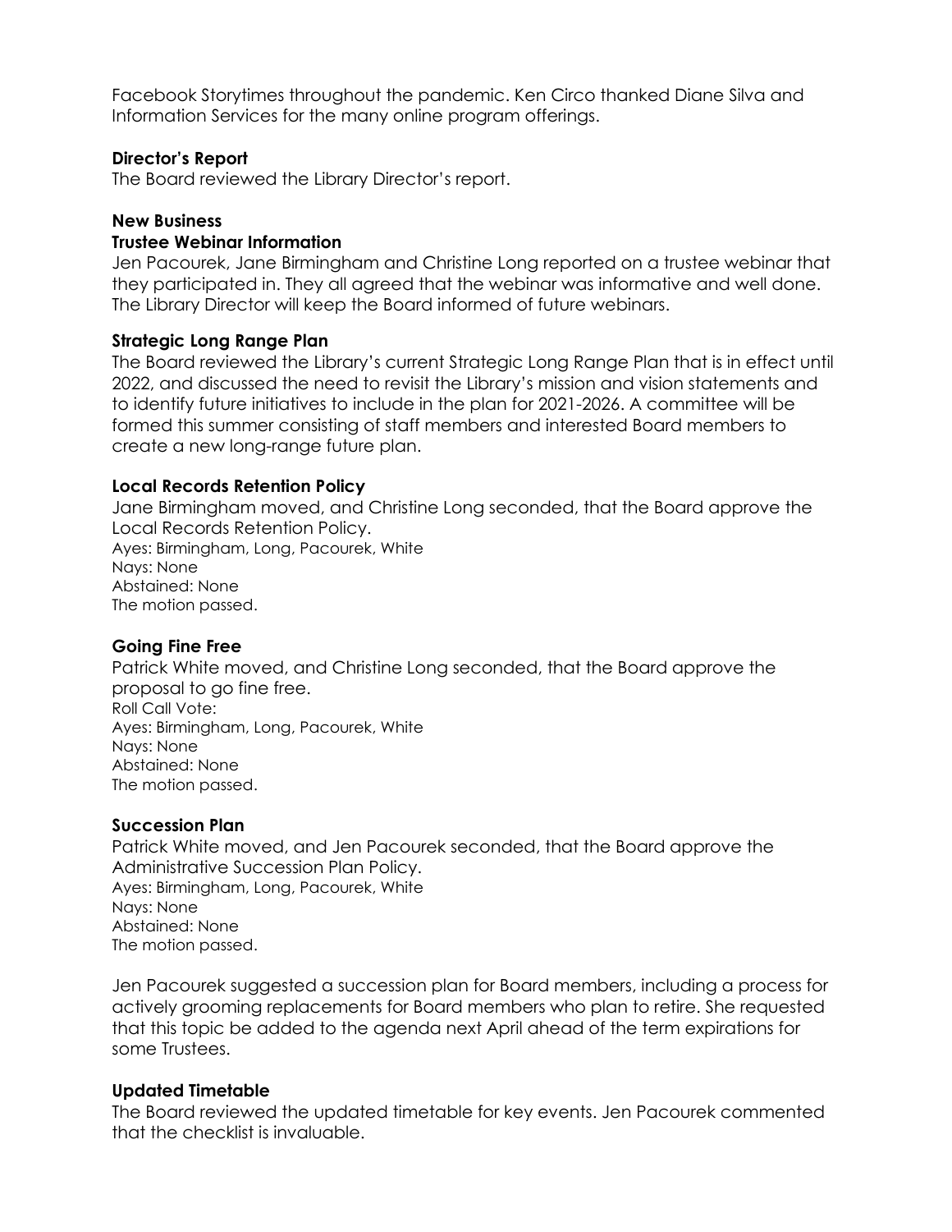Facebook Storytimes throughout the pandemic. Ken Circo thanked Diane Silva and Information Services for the many online program offerings.

**Director's Report**

The Board reviewed the Library Director's report.

**New Business**

**Trustee Webinar Information**

Jen Pacourek, Jane Birmingham and Christine Long reported on a trustee webinar that they participated in. They all agreed that the webinar was informative and well done. The Library Director will keep the Board informed of future webinars.

**Strategic Long Range Plan**

The Board reviewed the Library's current Strategic Long Range Plan that is in effect until 2022, and discussed the need to revisit the Library's mission and vision statements and to identify future initiatives to include in the plan for 2021-2026. A committee will be formed this summer consisting of staff members and interested Board members to create a new long-range future plan.

**Local Records Retention Policy**

Jane Birmingham moved, and Christine Long seconded, that the Board approve the Local Records Retention Policy.
Ayes: Birmingham, Long, Pacourek, White
Nays: None
Abstained: None
The motion passed.

**Going Fine Free**

Patrick White moved, and Christine Long seconded, that the Board approve the proposal to go fine free.
Roll Call Vote:
Ayes: Birmingham, Long, Pacourek, White
Nays: None
Abstained: None
The motion passed.

**Succession Plan**

Patrick White moved, and Jen Pacourek seconded, that the Board approve the Administrative Succession Plan Policy.
Ayes: Birmingham, Long, Pacourek, White
Nays: None
Abstained: None
The motion passed.

Jen Pacourek suggested a succession plan for Board members, including a process for actively grooming replacements for Board members who plan to retire. She requested that this topic be added to the agenda next April ahead of the term expirations for some Trustees.

**Updated Timetable**

The Board reviewed the updated timetable for key events. Jen Pacourek commented that the checklist is invaluable.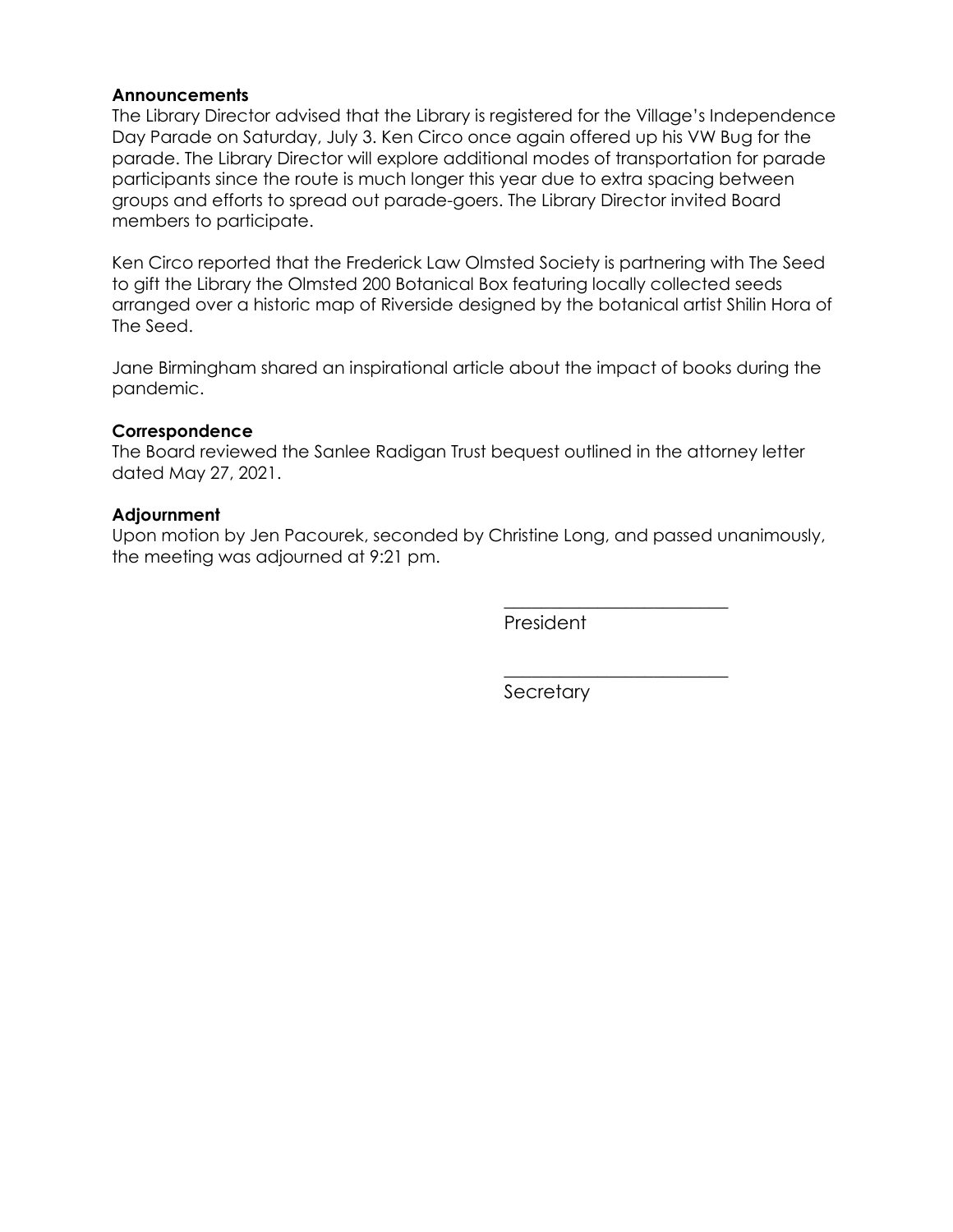**Announcements**
The Library Director advised that the Library is registered for the Village's Independence Day Parade on Saturday, July 3. Ken Circo once again offered up his VW Bug for the parade. The Library Director will explore additional modes of transportation for parade participants since the route is much longer this year due to extra spacing between groups and efforts to spread out parade-goers. The Library Director invited Board members to participate.

Ken Circo reported that the Frederick Law Olmsted Society is partnering with The Seed to gift the Library the Olmsted 200 Botanical Box featuring locally collected seeds arranged over a historic map of Riverside designed by the botanical artist Shilin Hora of The Seed.

Jane Birmingham shared an inspirational article about the impact of books during the pandemic.

**Correspondence**
The Board reviewed the Sanlee Radigan Trust bequest outlined in the attorney letter dated May 27, 2021.

**Adjournment**
Upon motion by Jen Pacourek, seconded by Christine Long, and passed unanimously, the meeting was adjourned at 9:21 pm.

\_\_\_\_\_\_\_\_\_\_\_\_\_\_\_\_\_\_\_\_\_\_\_\_\_
President

\_\_\_\_\_\_\_\_\_\_\_\_\_\_\_\_\_\_\_\_\_\_\_\_\_
Secretary